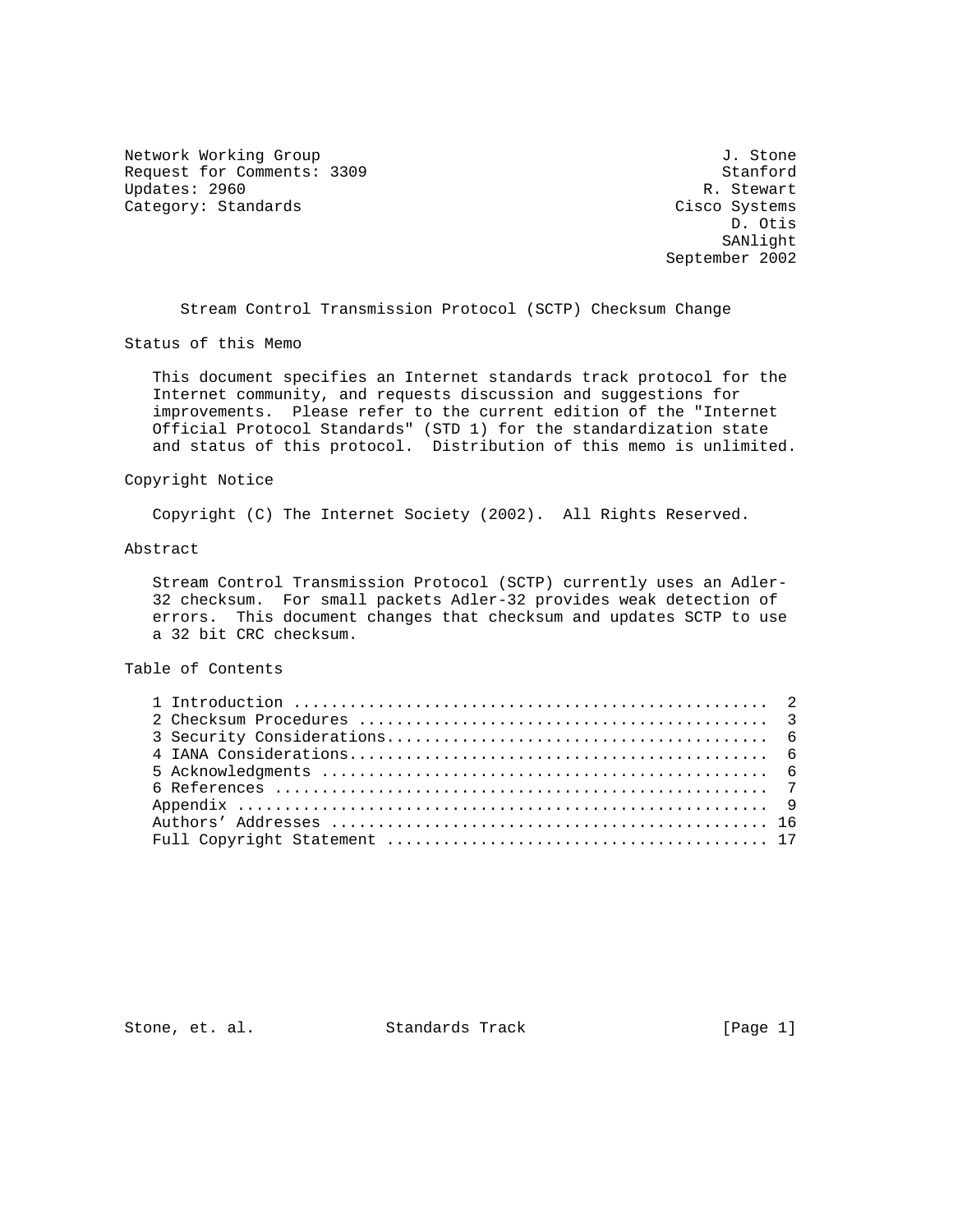Network Working Group J. Stone
Request for Comments: 3309 Stanford
Updates: 2960 R. Stewart
Category: Standards Cisco Systems
D. Otis
SANlight
September 2002

# Stream Control Transmission Protocol (SCTP) Checksum Change

## Status of this Memo

This document specifies an Internet standards track protocol for the Internet community, and requests discussion and suggestions for improvements. Please refer to the current edition of the "Internet Official Protocol Standards" (STD 1) for the standardization state and status of this protocol. Distribution of this memo is unlimited.

## Copyright Notice

Copyright (C) The Internet Society (2002). All Rights Reserved.

## Abstract

Stream Control Transmission Protocol (SCTP) currently uses an Adler-32 checksum. For small packets Adler-32 provides weak detection of errors. This document changes that checksum and updates SCTP to use a 32 bit CRC checksum.

## Table of Contents

```
1 Introduction ..................................................  2
2 Checksum Procedures ...........................................  3
3 Security Considerations........................................  6
4 IANA Considerations............................................  6
5 Acknowledgments ...............................................  6
6 References ....................................................  7
Appendix ........................................................  9
Authors' Addresses .............................................. 16
Full Copyright Statement ........................................ 17
```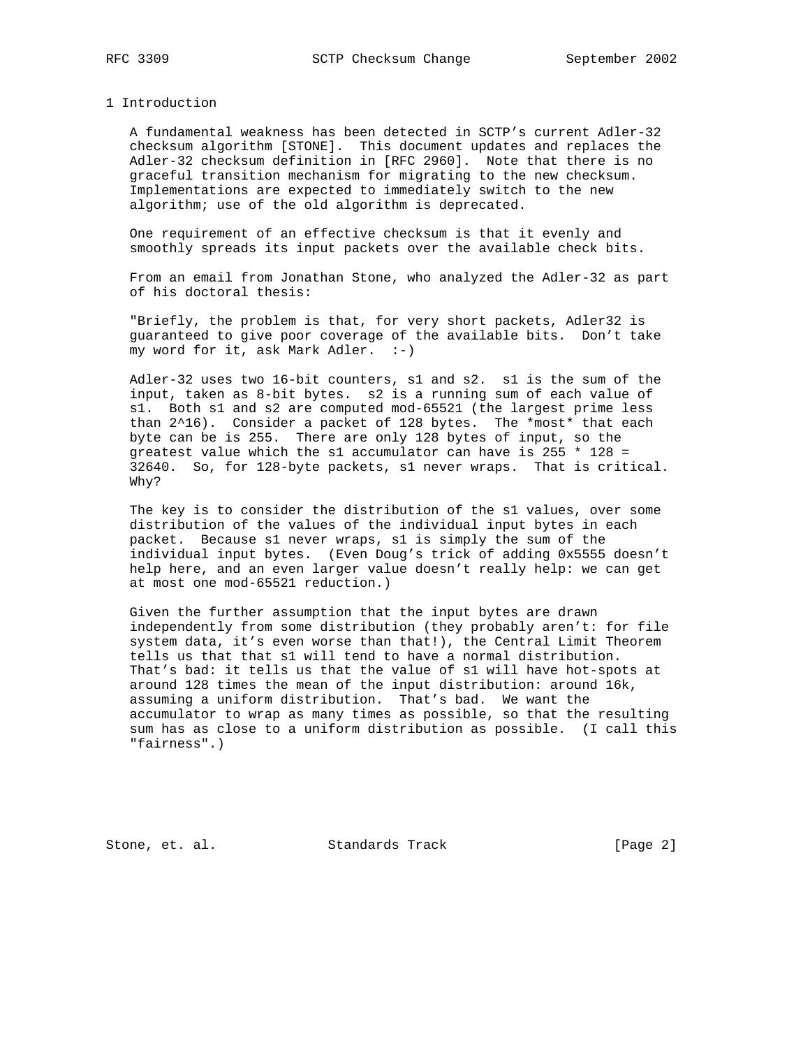# 1 Introduction

A fundamental weakness has been detected in SCTP's current Adler-32 checksum algorithm [STONE]. This document updates and replaces the Adler-32 checksum definition in [RFC 2960]. Note that there is no graceful transition mechanism for migrating to the new checksum. Implementations are expected to immediately switch to the new algorithm; use of the old algorithm is deprecated.

One requirement of an effective checksum is that it evenly and smoothly spreads its input packets over the available check bits.

From an email from Jonathan Stone, who analyzed the Adler-32 as part of his doctoral thesis:

"Briefly, the problem is that, for very short packets, Adler32 is guaranteed to give poor coverage of the available bits. Don't take my word for it, ask Mark Adler. :-)

Adler-32 uses two 16-bit counters, s1 and s2. s1 is the sum of the input, taken as 8-bit bytes. s2 is a running sum of each value of s1. Both s1 and s2 are computed mod-65521 (the largest prime less than 2^16). Consider a packet of 128 bytes. The *most* that each byte can be is 255. There are only 128 bytes of input, so the greatest value which the s1 accumulator can have is 255 * 128 = 32640. So, for 128-byte packets, s1 never wraps. That is critical. Why?

The key is to consider the distribution of the s1 values, over some distribution of the values of the individual input bytes in each packet. Because s1 never wraps, s1 is simply the sum of the individual input bytes. (Even Doug's trick of adding 0x5555 doesn't help here, and an even larger value doesn't really help: we can get at most one mod-65521 reduction.)

Given the further assumption that the input bytes are drawn independently from some distribution (they probably aren't: for file system data, it's even worse than that!), the Central Limit Theorem tells us that that s1 will tend to have a normal distribution. That's bad: it tells us that the value of s1 will have hot-spots at around 128 times the mean of the input distribution: around 16k, assuming a uniform distribution. That's bad. We want the accumulator to wrap as many times as possible, so that the resulting sum has as close to a uniform distribution as possible. (I call this "fairness".)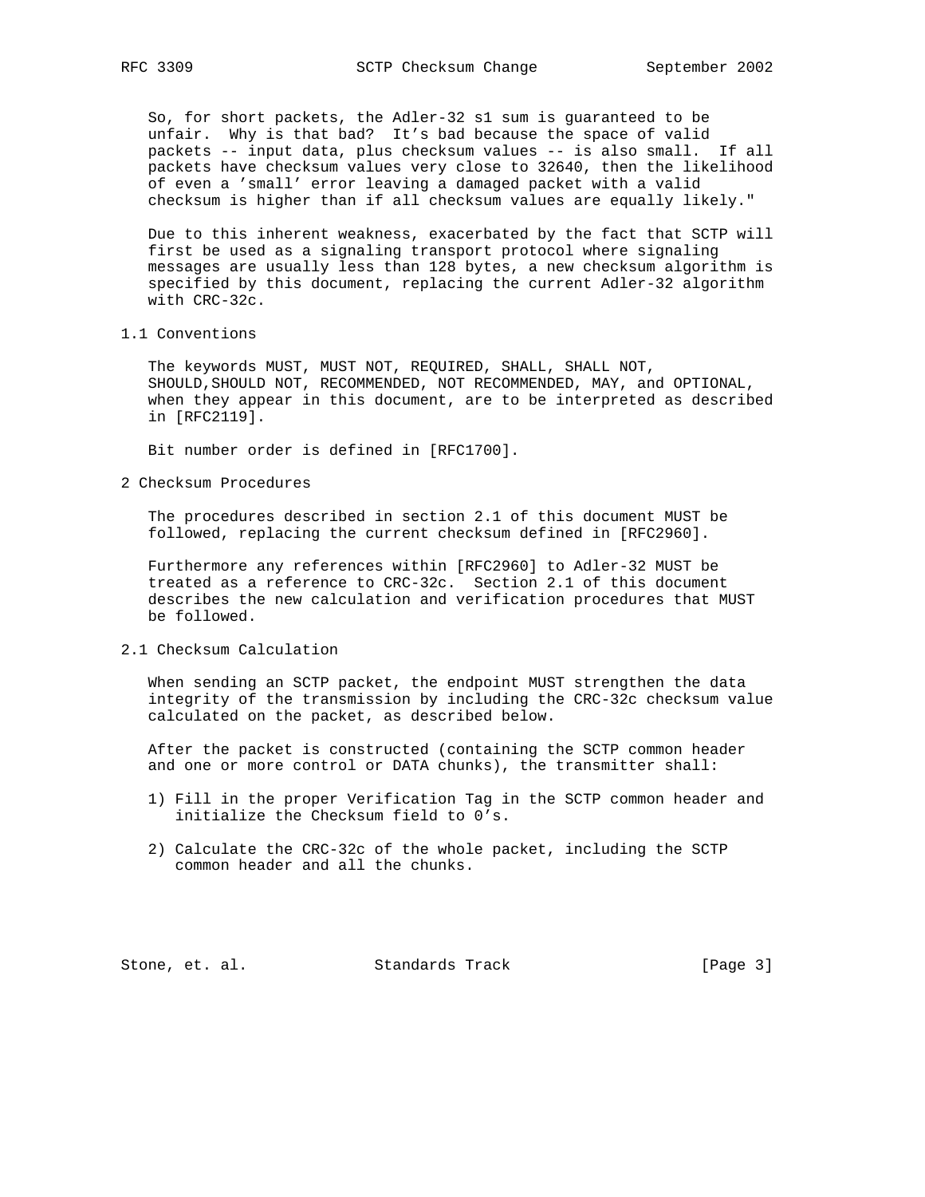So, for short packets, the Adler-32 s1 sum is guaranteed to be unfair. Why is that bad? It's bad because the space of valid packets -- input data, plus checksum values -- is also small. If all packets have checksum values very close to 32640, then the likelihood of even a 'small' error leaving a damaged packet with a valid checksum is higher than if all checksum values are equally likely."

Due to this inherent weakness, exacerbated by the fact that SCTP will first be used as a signaling transport protocol where signaling messages are usually less than 128 bytes, a new checksum algorithm is specified by this document, replacing the current Adler-32 algorithm with CRC-32c.

## 1.1 Conventions

The keywords MUST, MUST NOT, REQUIRED, SHALL, SHALL NOT, SHOULD,SHOULD NOT, RECOMMENDED, NOT RECOMMENDED, MAY, and OPTIONAL, when they appear in this document, are to be interpreted as described in [RFC2119].

Bit number order is defined in [RFC1700].

# 2 Checksum Procedures

The procedures described in section 2.1 of this document MUST be followed, replacing the current checksum defined in [RFC2960].

Furthermore any references within [RFC2960] to Adler-32 MUST be treated as a reference to CRC-32c. Section 2.1 of this document describes the new calculation and verification procedures that MUST be followed.

## 2.1 Checksum Calculation

When sending an SCTP packet, the endpoint MUST strengthen the data integrity of the transmission by including the CRC-32c checksum value calculated on the packet, as described below.

After the packet is constructed (containing the SCTP common header and one or more control or DATA chunks), the transmitter shall:

1) Fill in the proper Verification Tag in the SCTP common header and initialize the Checksum field to 0's.

2) Calculate the CRC-32c of the whole packet, including the SCTP common header and all the chunks.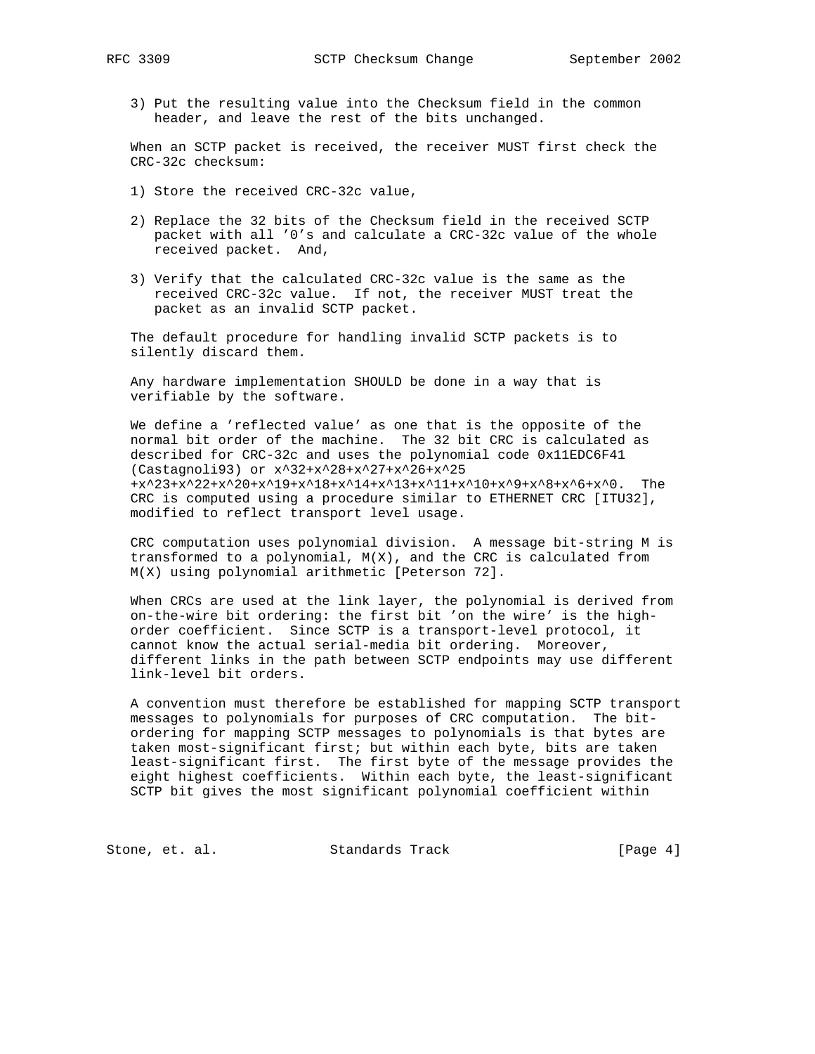3) Put the resulting value into the Checksum field in the common header, and leave the rest of the bits unchanged.

When an SCTP packet is received, the receiver MUST first check the CRC-32c checksum:

1) Store the received CRC-32c value,

2) Replace the 32 bits of the Checksum field in the received SCTP packet with all '0's and calculate a CRC-32c value of the whole received packet. And,

3) Verify that the calculated CRC-32c value is the same as the received CRC-32c value. If not, the receiver MUST treat the packet as an invalid SCTP packet.

The default procedure for handling invalid SCTP packets is to silently discard them.

Any hardware implementation SHOULD be done in a way that is verifiable by the software.

We define a 'reflected value' as one that is the opposite of the normal bit order of the machine. The 32 bit CRC is calculated as described for CRC-32c and uses the polynomial code 0x11EDC6F41 (Castagnoli93) or $x^{32}+x^{28}+x^{27}+x^{26}+x^{25}+x^{23}+x^{22}+x^{20}+x^{19}+x^{18}+x^{14}+x^{13}+x^{11}+x^{10}+x^{9}+x^{8}+x^{6}+x^{0}$. The CRC is computed using a procedure similar to ETHERNET CRC [ITU32], modified to reflect transport level usage.

CRC computation uses polynomial division. A message bit-string M is transformed to a polynomial, $M(X)$, and the CRC is calculated from $M(X)$ using polynomial arithmetic [Peterson 72].

When CRCs are used at the link layer, the polynomial is derived from on-the-wire bit ordering: the first bit 'on the wire' is the high-order coefficient. Since SCTP is a transport-level protocol, it cannot know the actual serial-media bit ordering. Moreover, different links in the path between SCTP endpoints may use different link-level bit orders.

A convention must therefore be established for mapping SCTP transport messages to polynomials for purposes of CRC computation. The bit-ordering for mapping SCTP messages to polynomials is that bytes are taken most-significant first; but within each byte, bits are taken least-significant first. The first byte of the message provides the eight highest coefficients. Within each byte, the least-significant SCTP bit gives the most significant polynomial coefficient within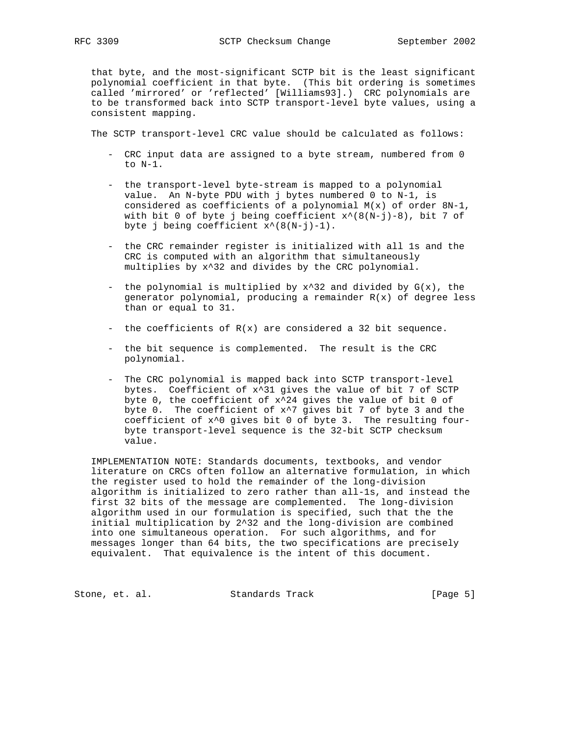that byte, and the most-significant SCTP bit is the least significant polynomial coefficient in that byte. (This bit ordering is sometimes called 'mirrored' or 'reflected' [Williams93].) CRC polynomials are to be transformed back into SCTP transport-level byte values, using a consistent mapping.

The SCTP transport-level CRC value should be calculated as follows:

- CRC input data are assigned to a byte stream, numbered from 0 to N-1.

- the transport-level byte-stream is mapped to a polynomial value. An N-byte PDU with j bytes numbered 0 to N-1, is considered as coefficients of a polynomial $M(x)$ of order 8N-1, with bit 0 of byte j being coefficient $x^{(8(N-j)-8)}$, bit 7 of byte j being coefficient $x^{(8(N-j)-1)}$.

- the CRC remainder register is initialized with all 1s and the CRC is computed with an algorithm that simultaneously multiplies by $x^{32}$ and divides by the CRC polynomial.

- the polynomial is multiplied by $x^{32}$ and divided by $G(x)$, the generator polynomial, producing a remainder $R(x)$ of degree less than or equal to 31.

- the coefficients of $R(x)$ are considered a 32 bit sequence.

- the bit sequence is complemented. The result is the CRC polynomial.

- The CRC polynomial is mapped back into SCTP transport-level bytes. Coefficient of $x^{31}$ gives the value of bit 7 of SCTP byte 0, the coefficient of $x^{24}$ gives the value of bit 0 of byte 0. The coefficient of $x^7$ gives bit 7 of byte 3 and the coefficient of $x^0$ gives bit 0 of byte 3. The resulting four-byte transport-level sequence is the 32-bit SCTP checksum value.

IMPLEMENTATION NOTE: Standards documents, textbooks, and vendor literature on CRCs often follow an alternative formulation, in which the register used to hold the remainder of the long-division algorithm is initialized to zero rather than all-1s, and instead the first 32 bits of the message are complemented. The long-division algorithm used in our formulation is specified, such that the the initial multiplication by $2^{32}$ and the long-division are combined into one simultaneous operation. For such algorithms, and for messages longer than 64 bits, the two specifications are precisely equivalent. That equivalence is the intent of this document.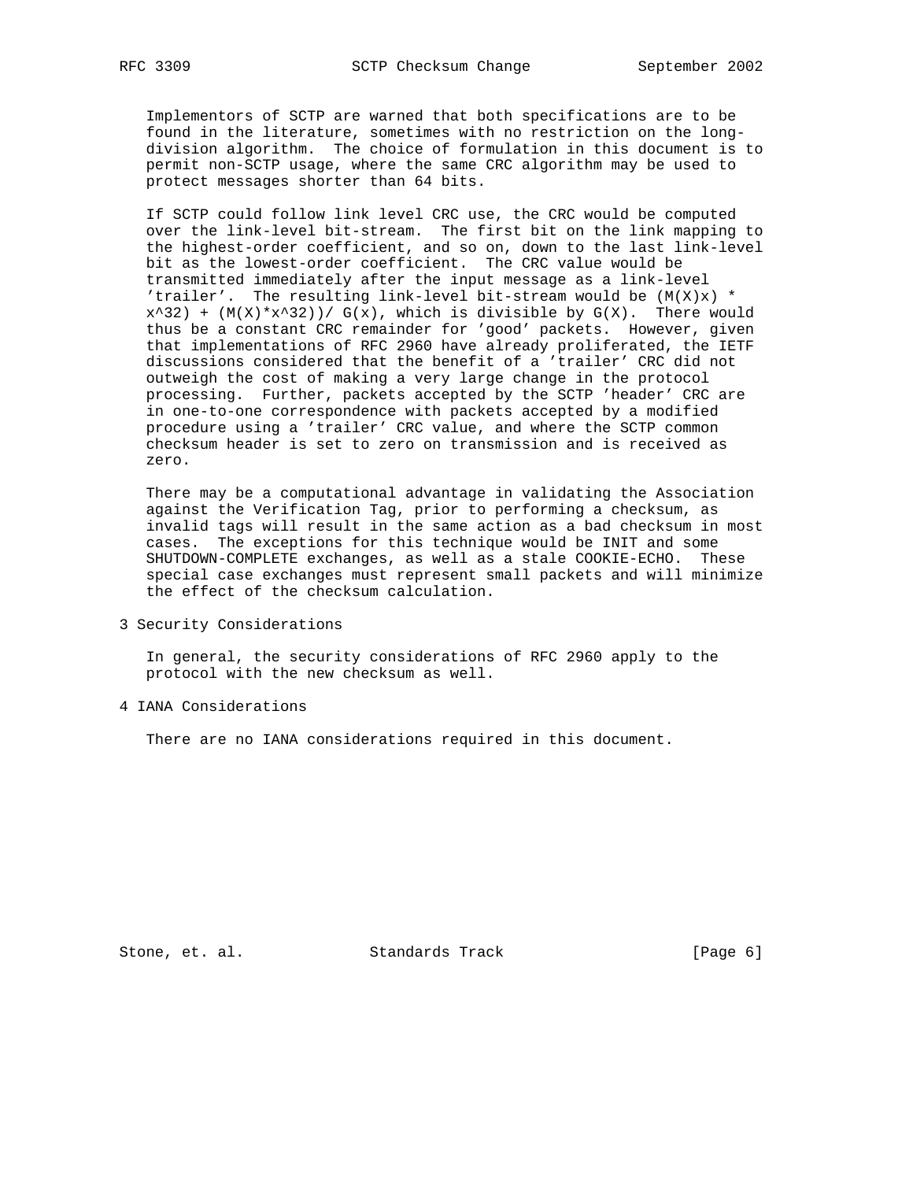Implementors of SCTP are warned that both specifications are to be found in the literature, sometimes with no restriction on the long-division algorithm. The choice of formulation in this document is to permit non-SCTP usage, where the same CRC algorithm may be used to protect messages shorter than 64 bits.

If SCTP could follow link level CRC use, the CRC would be computed over the link-level bit-stream. The first bit on the link mapping to the highest-order coefficient, and so on, down to the last link-level bit as the lowest-order coefficient. The CRC value would be transmitted immediately after the input message as a link-level 'trailer'. The resulting link-level bit-stream would be $(M(X)x) * x^32) + (M(X)*x^32))/ G(x)$, which is divisible by $G(X)$. There would thus be a constant CRC remainder for 'good' packets. However, given that implementations of RFC 2960 have already proliferated, the IETF discussions considered that the benefit of a 'trailer' CRC did not outweigh the cost of making a very large change in the protocol processing. Further, packets accepted by the SCTP 'header' CRC are in one-to-one correspondence with packets accepted by a modified procedure using a 'trailer' CRC value, and where the SCTP common checksum header is set to zero on transmission and is received as zero.

There may be a computational advantage in validating the Association against the Verification Tag, prior to performing a checksum, as invalid tags will result in the same action as a bad checksum in most cases. The exceptions for this technique would be INIT and some SHUTDOWN-COMPLETE exchanges, as well as a stale COOKIE-ECHO. These special case exchanges must represent small packets and will minimize the effect of the checksum calculation.

## 3 Security Considerations

In general, the security considerations of RFC 2960 apply to the protocol with the new checksum as well.

## 4 IANA Considerations

There are no IANA considerations required in this document.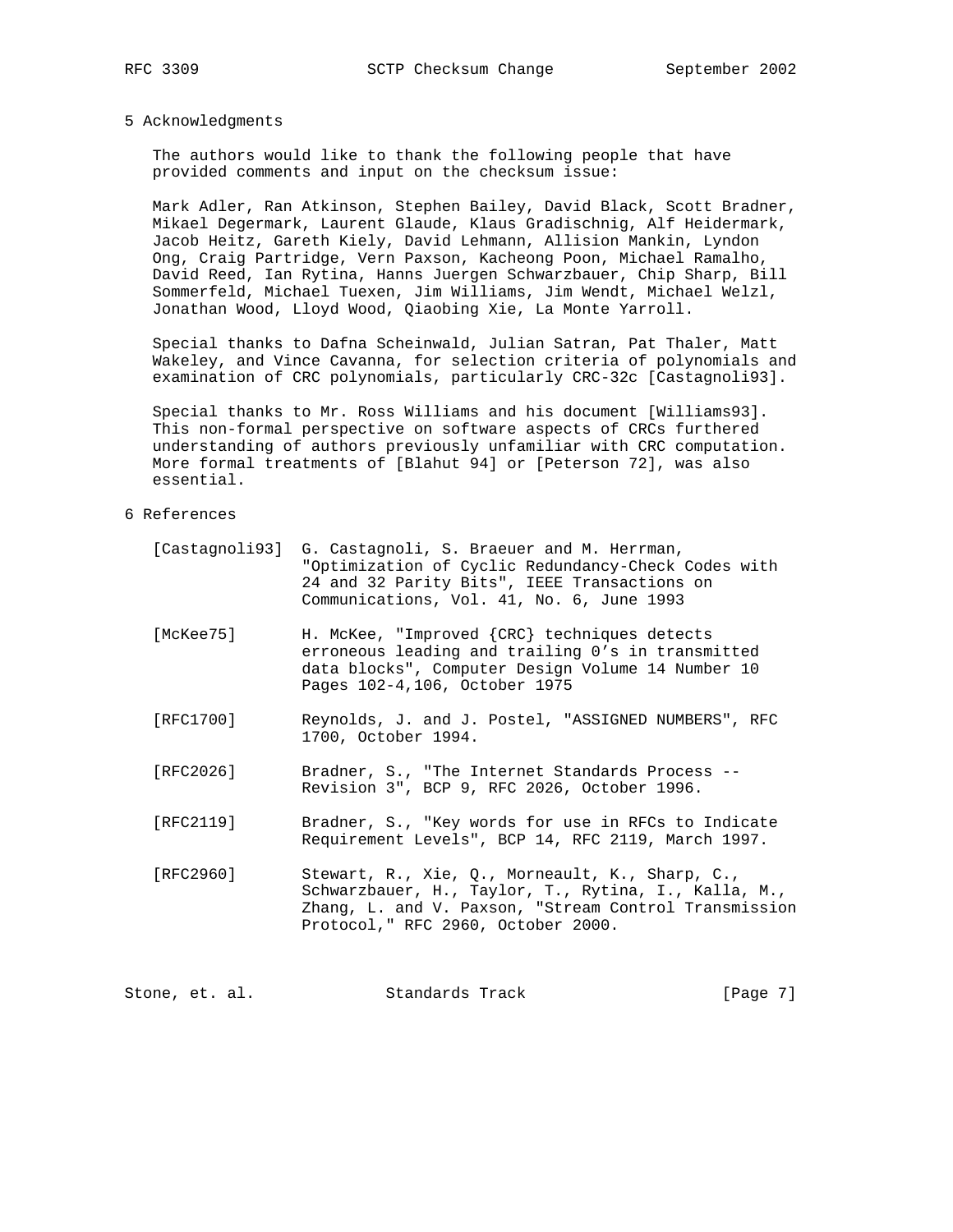## 5 Acknowledgments

The authors would like to thank the following people that have provided comments and input on the checksum issue:

Mark Adler, Ran Atkinson, Stephen Bailey, David Black, Scott Bradner, Mikael Degermark, Laurent Glaude, Klaus Gradischnig, Alf Heidermark, Jacob Heitz, Gareth Kiely, David Lehmann, Allision Mankin, Lyndon Ong, Craig Partridge, Vern Paxson, Kacheong Poon, Michael Ramalho, David Reed, Ian Rytina, Hanns Juergen Schwarzbauer, Chip Sharp, Bill Sommerfeld, Michael Tuexen, Jim Williams, Jim Wendt, Michael Welzl, Jonathan Wood, Lloyd Wood, Qiaobing Xie, La Monte Yarroll.

Special thanks to Dafna Scheinwald, Julian Satran, Pat Thaler, Matt Wakeley, and Vince Cavanna, for selection criteria of polynomials and examination of CRC polynomials, particularly CRC-32c [Castagnoli93].

Special thanks to Mr. Ross Williams and his document [Williams93]. This non-formal perspective on software aspects of CRCs furthered understanding of authors previously unfamiliar with CRC computation. More formal treatments of [Blahut 94] or [Peterson 72], was also essential.

## 6 References

[Castagnoli93] G. Castagnoli, S. Braeuer and M. Herrman, "Optimization of Cyclic Redundancy-Check Codes with 24 and 32 Parity Bits", IEEE Transactions on Communications, Vol. 41, No. 6, June 1993

[McKee75] H. McKee, "Improved {CRC} techniques detects erroneous leading and trailing 0's in transmitted data blocks", Computer Design Volume 14 Number 10 Pages 102-4,106, October 1975

[RFC1700] Reynolds, J. and J. Postel, "ASSIGNED NUMBERS", RFC 1700, October 1994.

[RFC2026] Bradner, S., "The Internet Standards Process -- Revision 3", BCP 9, RFC 2026, October 1996.

[RFC2119] Bradner, S., "Key words for use in RFCs to Indicate Requirement Levels", BCP 14, RFC 2119, March 1997.

[RFC2960] Stewart, R., Xie, Q., Morneault, K., Sharp, C., Schwarzbauer, H., Taylor, T., Rytina, I., Kalla, M., Zhang, L. and V. Paxson, "Stream Control Transmission Protocol," RFC 2960, October 2000.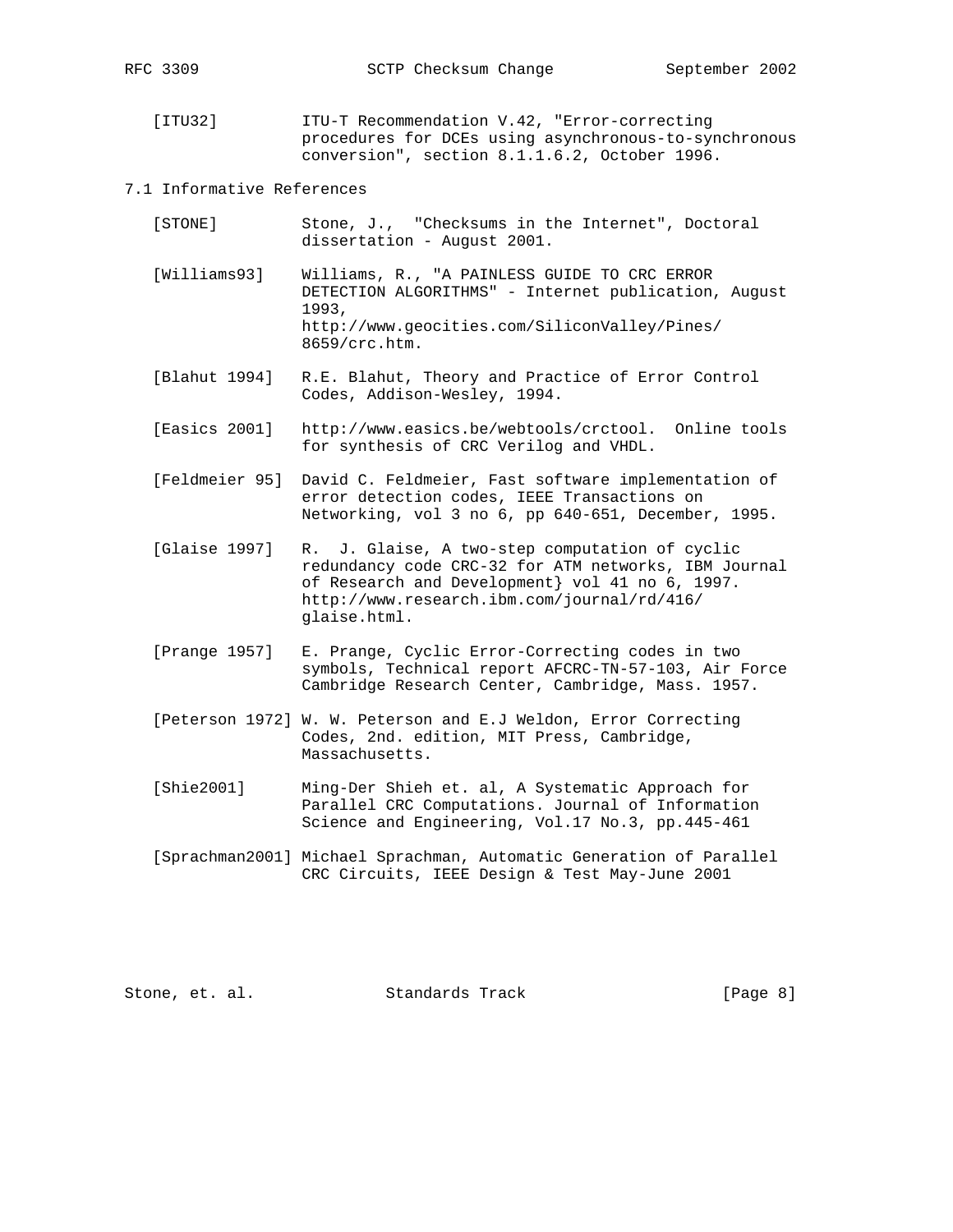[ITU32] ITU-T Recommendation V.42, "Error-correcting procedures for DCEs using asynchronous-to-synchronous conversion", section 8.1.1.6.2, October 1996.

## 7.1 Informative References

[STONE] Stone, J., "Checksums in the Internet", Doctoral dissertation - August 2001.

[Williams93] Williams, R., "A PAINLESS GUIDE TO CRC ERROR DETECTION ALGORITHMS" - Internet publication, August 1993, http://www.geocities.com/SiliconValley/Pines/8659/crc.htm.

[Blahut 1994] R.E. Blahut, Theory and Practice of Error Control Codes, Addison-Wesley, 1994.

[Easics 2001] http://www.easics.be/webtools/crctool. Online tools for synthesis of CRC Verilog and VHDL.

[Feldmeier 95] David C. Feldmeier, Fast software implementation of error detection codes, IEEE Transactions on Networking, vol 3 no 6, pp 640-651, December, 1995.

[Glaise 1997] R. J. Glaise, A two-step computation of cyclic redundancy code CRC-32 for ATM networks, IBM Journal of Research and Development} vol 41 no 6, 1997. http://www.research.ibm.com/journal/rd/416/glaise.html.

[Prange 1957] E. Prange, Cyclic Error-Correcting codes in two symbols, Technical report AFCRC-TN-57-103, Air Force Cambridge Research Center, Cambridge, Mass. 1957.

[Peterson 1972] W. W. Peterson and E.J Weldon, Error Correcting Codes, 2nd. edition, MIT Press, Cambridge, Massachusetts.

[Shie2001] Ming-Der Shieh et. al, A Systematic Approach for Parallel CRC Computations. Journal of Information Science and Engineering, Vol.17 No.3, pp.445-461

[Sprachman2001] Michael Sprachman, Automatic Generation of Parallel CRC Circuits, IEEE Design & Test May-June 2001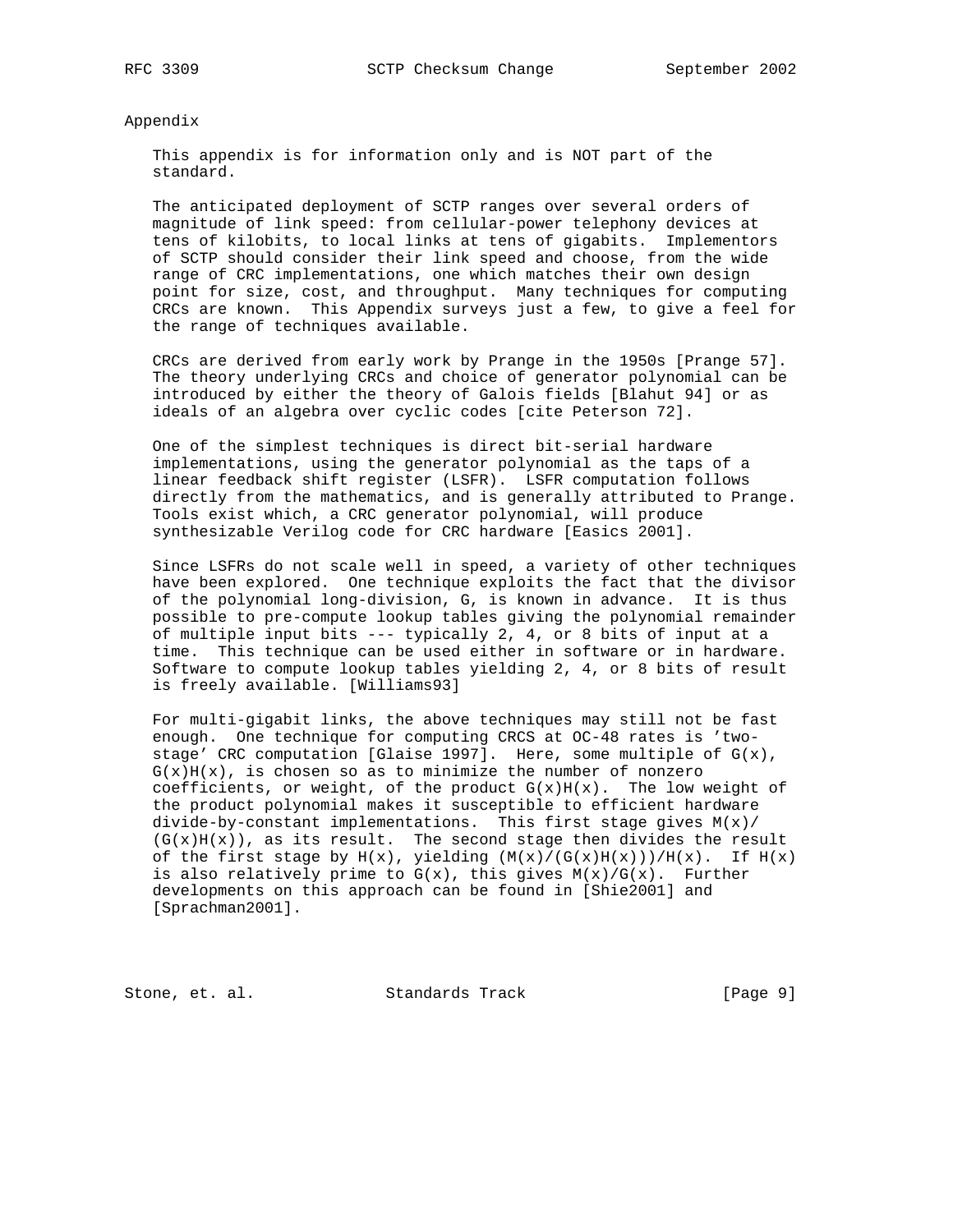## Appendix

This appendix is for information only and is NOT part of the standard.

The anticipated deployment of SCTP ranges over several orders of magnitude of link speed: from cellular-power telephony devices at tens of kilobits, to local links at tens of gigabits. Implementors of SCTP should consider their link speed and choose, from the wide range of CRC implementations, one which matches their own design point for size, cost, and throughput. Many techniques for computing CRCs are known. This Appendix surveys just a few, to give a feel for the range of techniques available.

CRCs are derived from early work by Prange in the 1950s [Prange 57]. The theory underlying CRCs and choice of generator polynomial can be introduced by either the theory of Galois fields [Blahut 94] or as ideals of an algebra over cyclic codes [cite Peterson 72].

One of the simplest techniques is direct bit-serial hardware implementations, using the generator polynomial as the taps of a linear feedback shift register (LSFR). LSFR computation follows directly from the mathematics, and is generally attributed to Prange. Tools exist which, a CRC generator polynomial, will produce synthesizable Verilog code for CRC hardware [Easics 2001].

Since LSFRs do not scale well in speed, a variety of other techniques have been explored. One technique exploits the fact that the divisor of the polynomial long-division, G, is known in advance. It is thus possible to pre-compute lookup tables giving the polynomial remainder of multiple input bits --- typically 2, 4, or 8 bits of input at a time. This technique can be used either in software or in hardware. Software to compute lookup tables yielding 2, 4, or 8 bits of result is freely available. [Williams93]

For multi-gigabit links, the above techniques may still not be fast enough. One technique for computing CRCS at OC-48 rates is 'two-stage' CRC computation [Glaise 1997]. Here, some multiple of $G(x)$, $G(x)H(x)$, is chosen so as to minimize the number of nonzero coefficients, or weight, of the product $G(x)H(x)$. The low weight of the product polynomial makes it susceptible to efficient hardware divide-by-constant implementations. This first stage gives $M(x)/(G(x)H(x))$, as its result. The second stage then divides the result of the first stage by $H(x)$, yielding $(M(x)/(G(x)H(x)))/H(x)$. If $H(x)$ is also relatively prime to $G(x)$, this gives $M(x)/G(x)$. Further developments on this approach can be found in [Shie2001] and [Sprachman2001].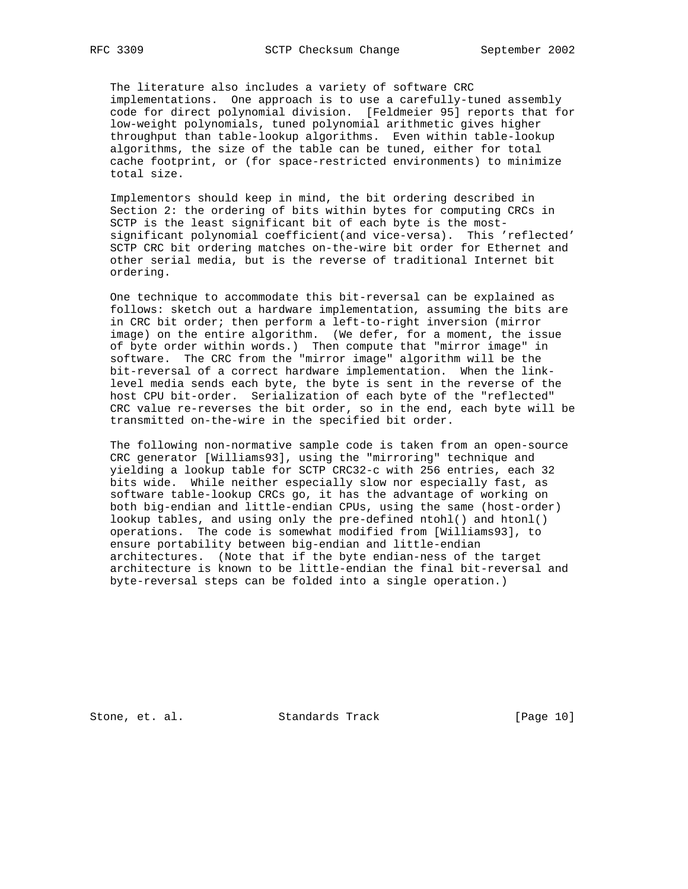The literature also includes a variety of software CRC implementations. One approach is to use a carefully-tuned assembly code for direct polynomial division. [Feldmeier 95] reports that for low-weight polynomials, tuned polynomial arithmetic gives higher throughput than table-lookup algorithms. Even within table-lookup algorithms, the size of the table can be tuned, either for total cache footprint, or (for space-restricted environments) to minimize total size.

Implementors should keep in mind, the bit ordering described in Section 2: the ordering of bits within bytes for computing CRCs in SCTP is the least significant bit of each byte is the most-significant polynomial coefficient(and vice-versa). This 'reflected' SCTP CRC bit ordering matches on-the-wire bit order for Ethernet and other serial media, but is the reverse of traditional Internet bit ordering.

One technique to accommodate this bit-reversal can be explained as follows: sketch out a hardware implementation, assuming the bits are in CRC bit order; then perform a left-to-right inversion (mirror image) on the entire algorithm. (We defer, for a moment, the issue of byte order within words.) Then compute that "mirror image" in software. The CRC from the "mirror image" algorithm will be the bit-reversal of a correct hardware implementation. When the link-level media sends each byte, the byte is sent in the reverse of the host CPU bit-order. Serialization of each byte of the "reflected" CRC value re-reverses the bit order, so in the end, each byte will be transmitted on-the-wire in the specified bit order.

The following non-normative sample code is taken from an open-source CRC generator [Williams93], using the "mirroring" technique and yielding a lookup table for SCTP CRC32-c with 256 entries, each 32 bits wide. While neither especially slow nor especially fast, as software table-lookup CRCs go, it has the advantage of working on both big-endian and little-endian CPUs, using the same (host-order) lookup tables, and using only the pre-defined ntohl() and htonl() operations. The code is somewhat modified from [Williams93], to ensure portability between big-endian and little-endian architectures. (Note that if the byte endian-ness of the target architecture is known to be little-endian the final bit-reversal and byte-reversal steps can be folded into a single operation.)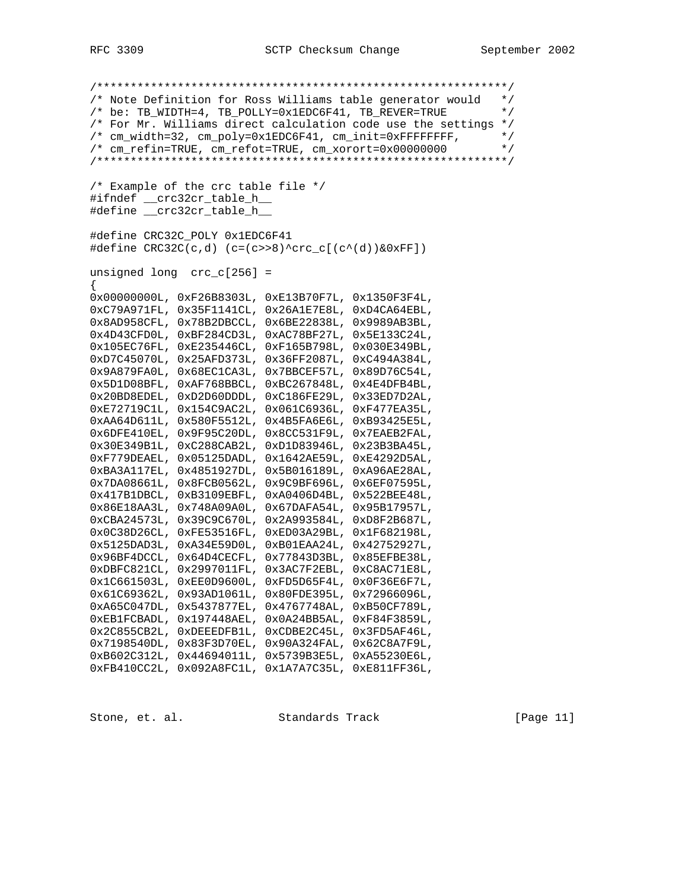```
/*************************************************************/
/* Note Definition for Ross Williams table generator would   */
/* be: TB_WIDTH=4, TB_POLLY=0x1EDC6F41, TB_REVER=TRUE        */
/* For Mr. Williams direct calculation code use the settings */
/* cm_width=32, cm_poly=0x1EDC6F41, cm_init=0xFFFFFFFF,      */
/* cm_refin=TRUE, cm_refot=TRUE, cm_xorort=0x00000000        */
/*************************************************************/

/* Example of the crc table file */
#ifndef __crc32cr_table_h__
#define __crc32cr_table_h__

#define CRC32C_POLY 0x1EDC6F41
#define CRC32C(c,d) (c=(c>>8)^crc_c[(c^(d))&0xFF])

unsigned long  crc_c[256] =
{
0x00000000L, 0xF26B8303L, 0xE13B70F7L, 0x1350F3F4L,
0xC79A971FL, 0x35F1141CL, 0x26A1E7E8L, 0xD4CA64EBL,
0x8AD958CFL, 0x78B2DBCCL, 0x6BE22838L, 0x9989AB3BL,
0x4D43CFD0L, 0xBF284CD3L, 0xAC78BF27L, 0x5E133C24L,
0x105EC76FL, 0xE235446CL, 0xF165B798L, 0x030E349BL,
0xD7C45070L, 0x25AFD373L, 0x36FF2087L, 0xC494A384L,
0x9A879FA0L, 0x68EC1CA3L, 0x7BBCEF57L, 0x89D76C54L,
0x5D1D08BFL, 0xAF768BBCL, 0xBC267848L, 0x4E4DFB4BL,
0x20BD8EDEL, 0xD2D60DDDL, 0xC186FE29L, 0x33ED7D2AL,
0xE72719C1L, 0x154C9AC2L, 0x061C6936L, 0xF477EA35L,
0xAA64D611L, 0x580F5512L, 0x4B5FA6E6L, 0xB93425E5L,
0x6DFE410EL, 0x9F95C20DL, 0x8CC531F9L, 0x7EAEB2FAL,
0x30E349B1L, 0xC288CAB2L, 0xD1D83946L, 0x23B3BA45L,
0xF779DEAEL, 0x05125DADL, 0x1642AE59L, 0xE4292D5AL,
0xBA3A117EL, 0x4851927DL, 0x5B016189L, 0xA96AE28AL,
0x7DA08661L, 0x8FCB0562L, 0x9C9BF696L, 0x6EF07595L,
0x417B1DBCL, 0xB3109EBFL, 0xA0406D4BL, 0x522BEE48L,
0x86E18AA3L, 0x748A09A0L, 0x67DAFA54L, 0x95B17957L,
0xCBA24573L, 0x39C9C670L, 0x2A993584L, 0xD8F2B687L,
0x0C38D26CL, 0xFE53516FL, 0xED03A29BL, 0x1F682198L,
0x5125DAD3L, 0xA34E59D0L, 0xB01EAA24L, 0x42752927L,
0x96BF4DCCL, 0x64D4CECFL, 0x77843D3BL, 0x85EFBE38L,
0xDBFC821CL, 0x2997011FL, 0x3AC7F2EBL, 0xC8AC71E8L,
0x1C661503L, 0xEE0D9600L, 0xFD5D65F4L, 0x0F36E6F7L,
0x61C69362L, 0x93AD1061L, 0x80FDE395L, 0x72966096L,
0xA65C047DL, 0x5437877EL, 0x4767748AL, 0xB50CF789L,
0xEB1FCBADL, 0x197448AEL, 0x0A24BB5AL, 0xF84F3859L,
0x2C855CB2L, 0xDEEEDFB1L, 0xCDBE2C45L, 0x3FD5AF46L,
0x7198540DL, 0x83F3D70EL, 0x90A324FAL, 0x62C8A7F9L,
0xB602C312L, 0x44694011L, 0x5739B3E5L, 0xA55230E6L,
0xFB410CC2L, 0x092A8FC1L, 0x1A7A7C35L, 0xE811FF36L,
```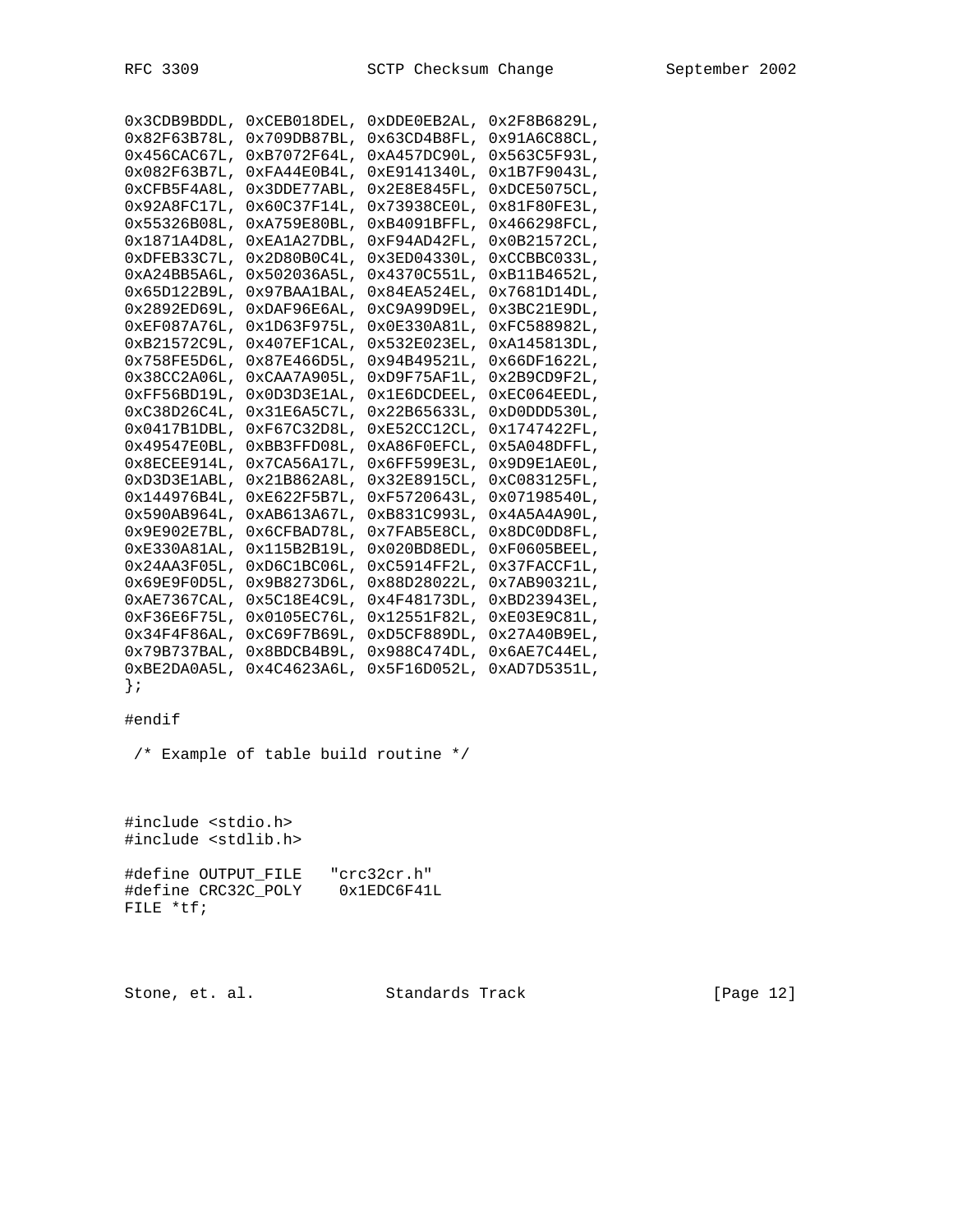```
0x3CDB9BDDL, 0xCEB018DEL, 0xDDE0EB2AL, 0x2F8B6829L,
0x82F63B78L, 0x709DB87BL, 0x63CD4B8FL, 0x91A6C88CL,
0x456CAC67L, 0xB7072F64L, 0xA457DC90L, 0x563C5F93L,
0x082F63B7L, 0xFA44E0B4L, 0xE9141340L, 0x1B7F9043L,
0xCFB5F4A8L, 0x3DDE77ABL, 0x2E8E845FL, 0xDCE5075CL,
0x92A8FC17L, 0x60C37F14L, 0x73938CE0L, 0x81F80FE3L,
0x55326B08L, 0xA759E80BL, 0xB4091BFFL, 0x466298FCL,
0x1871A4D8L, 0xEA1A27DBL, 0xF94AD42FL, 0x0B21572CL,
0xDFEB33C7L, 0x2D80B0C4L, 0x3ED04330L, 0xCCBBC033L,
0xA24BB5A6L, 0x502036A5L, 0x4370C551L, 0xB11B4652L,
0x65D122B9L, 0x97BAA1BAL, 0x84EA524EL, 0x7681D14DL,
0x2892ED69L, 0xDAF96E6AL, 0xC9A99D9EL, 0x3BC21E9DL,
0xEF087A76L, 0x1D63F975L, 0x0E330A81L, 0xFC588982L,
0xB21572C9L, 0x407EF1CAL, 0x532E023EL, 0xA145813DL,
0x758FE5D6L, 0x87E466D5L, 0x94B49521L, 0x66DF1622L,
0x38CC2A06L, 0xCAA7A905L, 0xD9F75AF1L, 0x2B9CD9F2L,
0xFF56BD19L, 0x0D3D3E1AL, 0x1E6DCDEEL, 0xEC064EEDL,
0xC38D26C4L, 0x31E6A5C7L, 0x22B65633L, 0xD0DDD530L,
0x0417B1DBL, 0xF67C32D8L, 0xE52CC12CL, 0x1747422FL,
0x49547E0BL, 0xBB3FFD08L, 0xA86F0EFCL, 0x5A048DFFL,
0x8ECEE914L, 0x7CA56A17L, 0x6FF599E3L, 0x9D9E1AE0L,
0xD3D3E1ABL, 0x21B862A8L, 0x32E8915CL, 0xC083125FL,
0x144976B4L, 0xE622F5B7L, 0xF5720643L, 0x07198540L,
0x590AB964L, 0xAB613A67L, 0xB831C993L, 0x4A5A4A90L,
0x9E902E7BL, 0x6CFBAD78L, 0x7FAB5E8CL, 0x8DC0DD8FL,
0xE330A81AL, 0x115B2B19L, 0x020BD8EDL, 0xF0605BEEL,
0x24AA3F05L, 0xD6C1BC06L, 0xC5914FF2L, 0x37FACCF1L,
0x69E9F0D5L, 0x9B8273D6L, 0x88D28022L, 0x7AB90321L,
0xAE7367CAL, 0x5C18E4C9L, 0x4F48173DL, 0xBD23943EL,
0xF36E6F75L, 0x0105EC76L, 0x12551F82L, 0xE03E9C81L,
0x34F4F86AL, 0xC69F7B69L, 0xD5CF889DL, 0x27A40B9EL,
0x79B737BAL, 0x8BDCB4B9L, 0x988C474DL, 0x6AE7C44EL,
0xBE2DA0A5L, 0x4C4623A6L, 0x5F16D052L, 0xAD7D5351L,
};

#endif

 /* Example of table build routine */



#include <stdio.h>
#include <stdlib.h>

#define OUTPUT_FILE   "crc32cr.h"
#define CRC32C_POLY    0x1EDC6F41L
FILE *tf;
```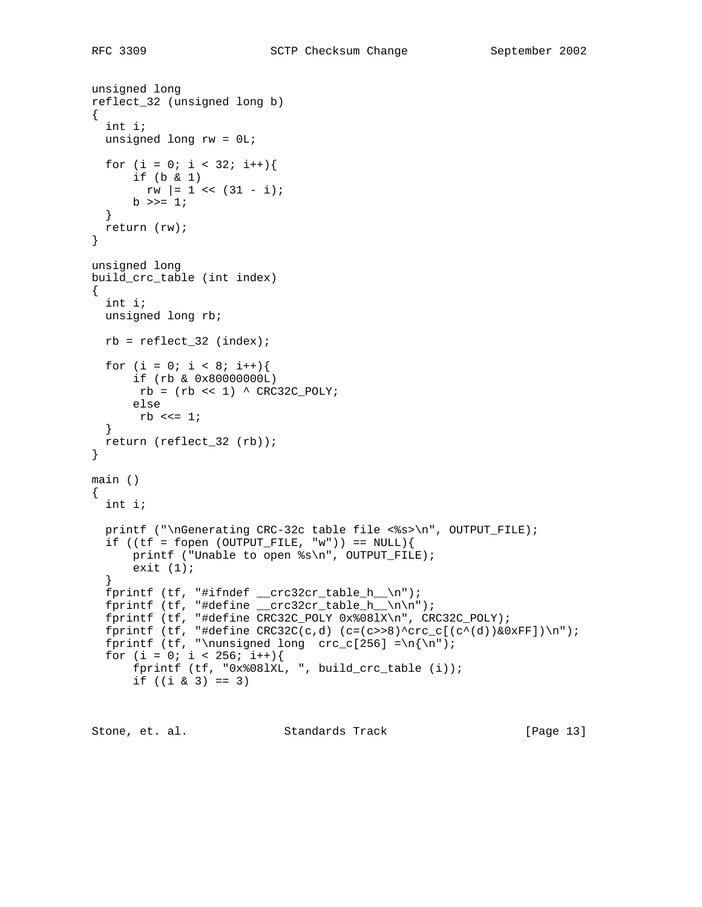```
unsigned long
reflect_32 (unsigned long b)
{
  int i;
  unsigned long rw = 0L;

  for (i = 0; i < 32; i++){
      if (b & 1)
        rw |= 1 << (31 - i);
      b >>= 1;
  }
  return (rw);
}

unsigned long
build_crc_table (int index)
{
  int i;
  unsigned long rb;

  rb = reflect_32 (index);

  for (i = 0; i < 8; i++){
      if (rb & 0x80000000L)
       rb = (rb << 1) ^ CRC32C_POLY;
      else
       rb <<= 1;
  }
  return (reflect_32 (rb));
}

main ()
{
  int i;

  printf ("\nGenerating CRC-32c table file <%s>\n", OUTPUT_FILE);
  if ((tf = fopen (OUTPUT_FILE, "w")) == NULL){
      printf ("Unable to open %s\n", OUTPUT_FILE);
      exit (1);
  }
  fprintf (tf, "#ifndef __crc32cr_table_h__\n");
  fprintf (tf, "#define __crc32cr_table_h__\n\n");
  fprintf (tf, "#define CRC32C_POLY 0x%08lX\n", CRC32C_POLY);
  fprintf (tf, "#define CRC32C(c,d) (c=(c>>8)^crc_c[(c^(d))&0xFF])\n");
  fprintf (tf, "\nunsigned long  crc_c[256] =\n{\n");
  for (i = 0; i < 256; i++){
      fprintf (tf, "0x%08lXL, ", build_crc_table (i));
      if ((i & 3) == 3)
```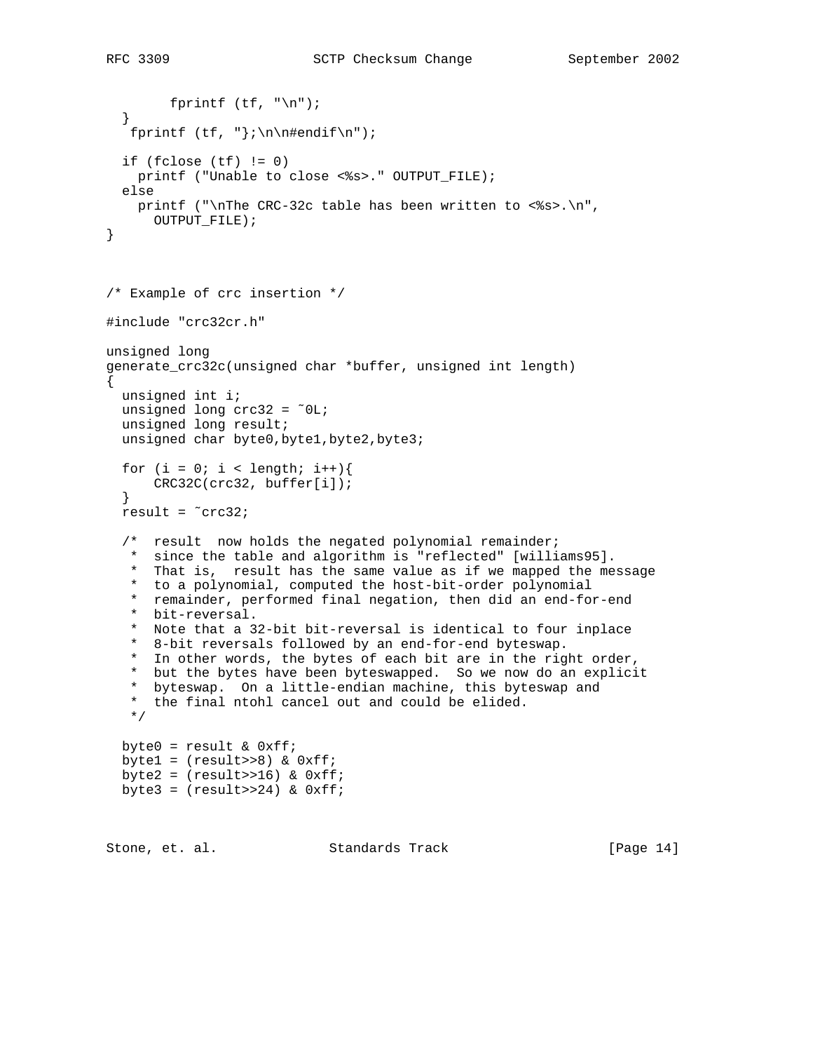```
        fprintf (tf, "\n");
  }
   fprintf (tf, "};\n\n#endif\n");

  if (fclose (tf) != 0)
    printf ("Unable to close <%s>." OUTPUT_FILE);
  else
    printf ("\nThe CRC-32c table has been written to <%s>.\n",
      OUTPUT_FILE);
}



/* Example of crc insertion */

#include "crc32cr.h"

unsigned long
generate_crc32c(unsigned char *buffer, unsigned int length)
{
  unsigned int i;
  unsigned long crc32 = ~0L;
  unsigned long result;
  unsigned char byte0,byte1,byte2,byte3;

  for (i = 0; i < length; i++){
      CRC32C(crc32, buffer[i]);
  }
  result = ~crc32;

  /*  result  now holds the negated polynomial remainder;
   *  since the table and algorithm is "reflected" [williams95].
   *  That is,  result has the same value as if we mapped the message
   *  to a polynomial, computed the host-bit-order polynomial
   *  remainder, performed final negation, then did an end-for-end
   *  bit-reversal.
   *  Note that a 32-bit bit-reversal is identical to four inplace
   *  8-bit reversals followed by an end-for-end byteswap.
   *  In other words, the bytes of each bit are in the right order,
   *  but the bytes have been byteswapped.  So we now do an explicit
   *  byteswap.  On a little-endian machine, this byteswap and
   *  the final ntohl cancel out and could be elided.
   */

  byte0 = result & 0xff;
  byte1 = (result>>8) & 0xff;
  byte2 = (result>>16) & 0xff;
  byte3 = (result>>24) & 0xff;
```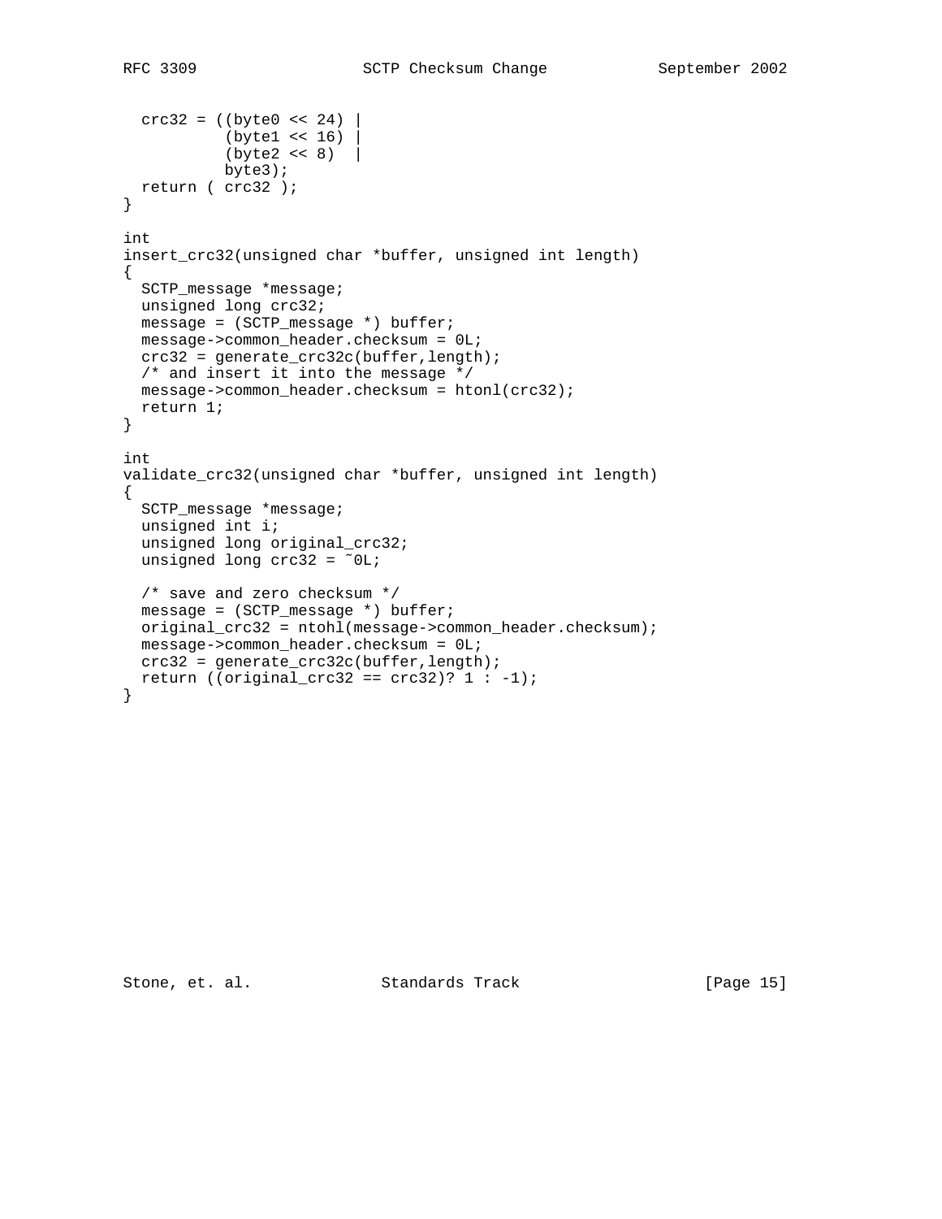```
  crc32 = ((byte0 << 24) |
           (byte1 << 16) |
           (byte2 << 8)  |
           byte3);
  return ( crc32 );
}

int
insert_crc32(unsigned char *buffer, unsigned int length)
{
  SCTP_message *message;
  unsigned long crc32;
  message = (SCTP_message *) buffer;
  message->common_header.checksum = 0L;
  crc32 = generate_crc32c(buffer,length);
  /* and insert it into the message */
  message->common_header.checksum = htonl(crc32);
  return 1;
}

int
validate_crc32(unsigned char *buffer, unsigned int length)
{
  SCTP_message *message;
  unsigned int i;
  unsigned long original_crc32;
  unsigned long crc32 = ~0L;

  /* save and zero checksum */
  message = (SCTP_message *) buffer;
  original_crc32 = ntohl(message->common_header.checksum);
  message->common_header.checksum = 0L;
  crc32 = generate_crc32c(buffer,length);
  return ((original_crc32 == crc32)? 1 : -1);
}
```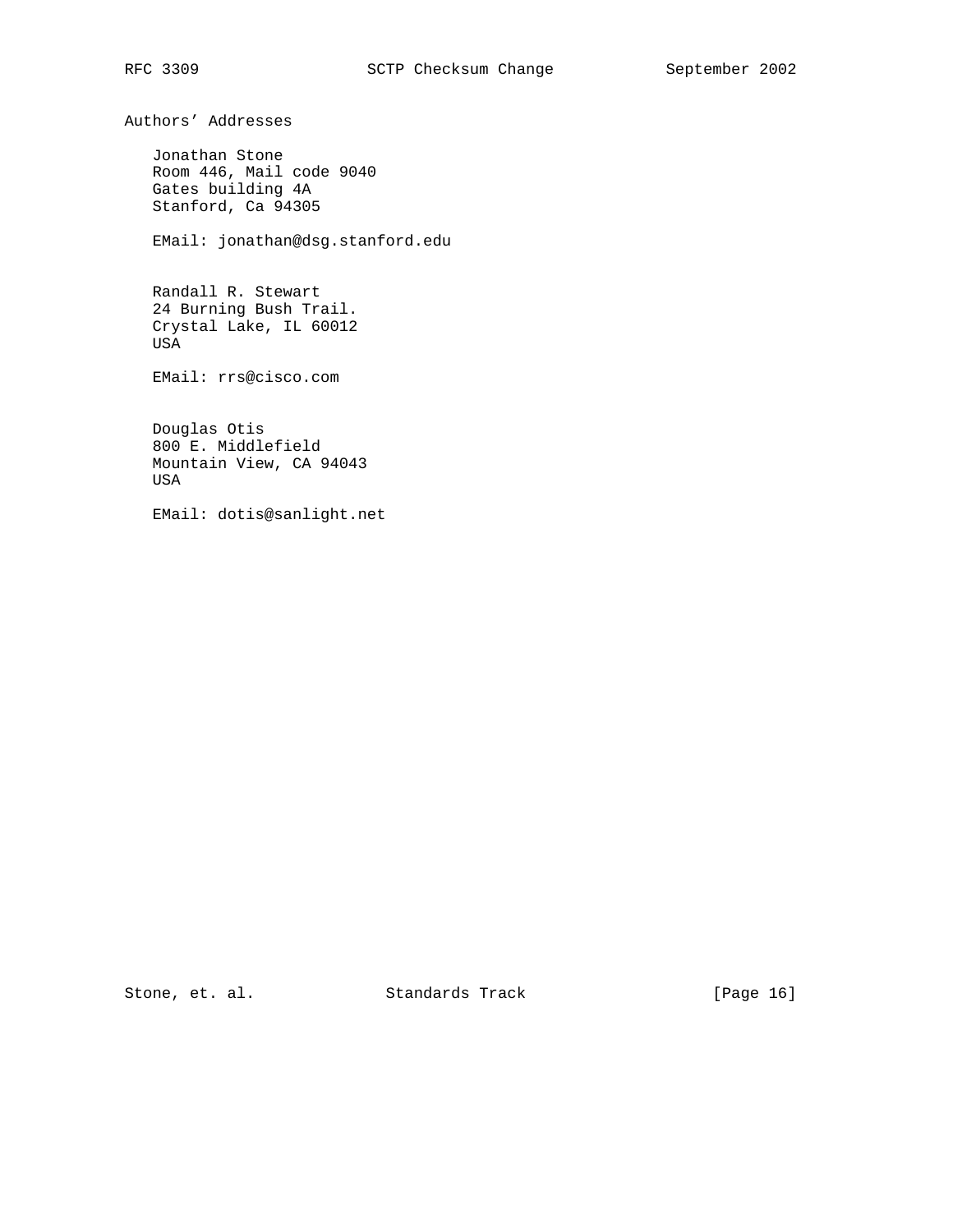## Authors' Addresses

Jonathan Stone
Room 446, Mail code 9040
Gates building 4A
Stanford, Ca 94305

EMail: jonathan@dsg.stanford.edu

Randall R. Stewart
24 Burning Bush Trail.
Crystal Lake, IL 60012
USA

EMail: rrs@cisco.com

Douglas Otis
800 E. Middlefield
Mountain View, CA 94043
USA

EMail: dotis@sanlight.net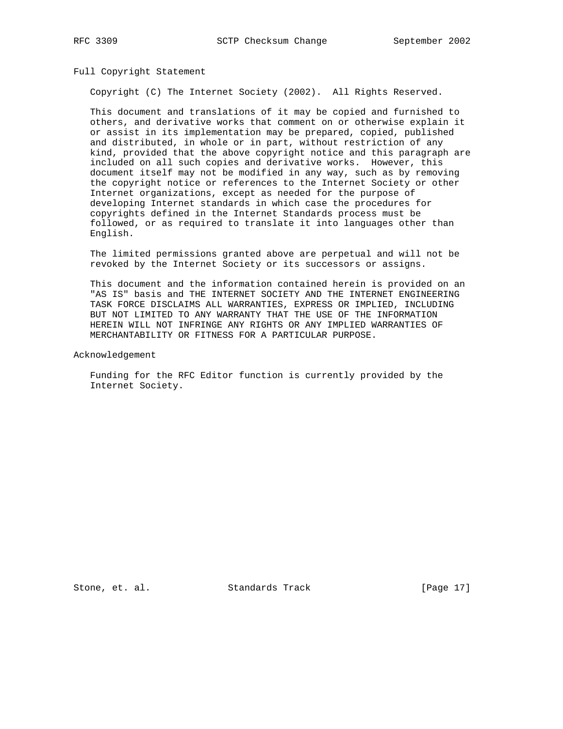## Full Copyright Statement

Copyright (C) The Internet Society (2002). All Rights Reserved.

This document and translations of it may be copied and furnished to others, and derivative works that comment on or otherwise explain it or assist in its implementation may be prepared, copied, published and distributed, in whole or in part, without restriction of any kind, provided that the above copyright notice and this paragraph are included on all such copies and derivative works. However, this document itself may not be modified in any way, such as by removing the copyright notice or references to the Internet Society or other Internet organizations, except as needed for the purpose of developing Internet standards in which case the procedures for copyrights defined in the Internet Standards process must be followed, or as required to translate it into languages other than English.

The limited permissions granted above are perpetual and will not be revoked by the Internet Society or its successors or assigns.

This document and the information contained herein is provided on an "AS IS" basis and THE INTERNET SOCIETY AND THE INTERNET ENGINEERING TASK FORCE DISCLAIMS ALL WARRANTIES, EXPRESS OR IMPLIED, INCLUDING BUT NOT LIMITED TO ANY WARRANTY THAT THE USE OF THE INFORMATION HEREIN WILL NOT INFRINGE ANY RIGHTS OR ANY IMPLIED WARRANTIES OF MERCHANTABILITY OR FITNESS FOR A PARTICULAR PURPOSE.

## Acknowledgement

Funding for the RFC Editor function is currently provided by the Internet Society.